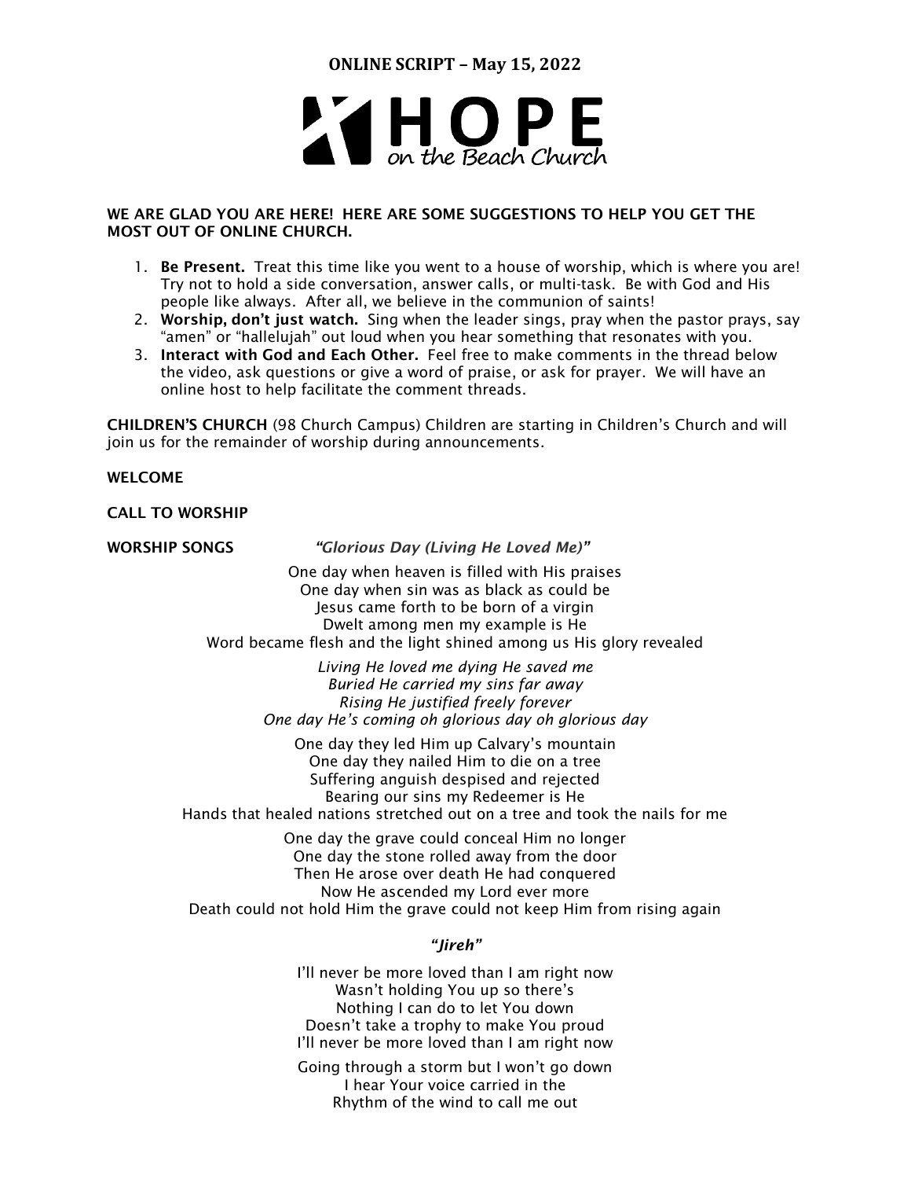# ONLINE SCRIPT – May 15, 2022

HOPE on the Beach Church

**WE ARE GLAD YOU ARE HERE! HERE ARE SOME SUGGESTIONS TO HELP YOU GET THE MOST OUT OF ONLINE CHURCH.**

1. **Be Present.** Treat this time like you went to a house of worship, which is where you are! Try not to hold a side conversation, answer calls, or multi-task. Be with God and His people like always. After all, we believe in the communion of saints!
2. **Worship, don't just watch.** Sing when the leader sings, pray when the pastor prays, say "amen" or "hallelujah" out loud when you hear something that resonates with you.
3. **Interact with God and Each Other.** Feel free to make comments in the thread below the video, ask questions or give a word of praise, or ask for prayer. We will have an online host to help facilitate the comment threads.

**CHILDREN'S CHURCH** (98 Church Campus) Children are starting in Children's Church and will join us for the remainder of worship during announcements.

**WELCOME**

**CALL TO WORSHIP**

**WORSHIP SONGS** ***"Glorious Day (Living He Loved Me)"***

One day when heaven is filled with His praises
One day when sin was as black as could be
Jesus came forth to be born of a virgin
Dwelt among men my example is He
Word became flesh and the light shined among us His glory revealed

*Living He loved me dying He saved me*
*Buried He carried my sins far away*
*Rising He justified freely forever*
*One day He's coming oh glorious day oh glorious day*

One day they led Him up Calvary's mountain
One day they nailed Him to die on a tree
Suffering anguish despised and rejected
Bearing our sins my Redeemer is He
Hands that healed nations stretched out on a tree and took the nails for me

One day the grave could conceal Him no longer
One day the stone rolled away from the door
Then He arose over death He had conquered
Now He ascended my Lord ever more
Death could not hold Him the grave could not keep Him from rising again

***"Jireh"***

I'll never be more loved than I am right now
Wasn't holding You up so there's
Nothing I can do to let You down
Doesn't take a trophy to make You proud
I'll never be more loved than I am right now

Going through a storm but I won't go down
I hear Your voice carried in the
Rhythm of the wind to call me out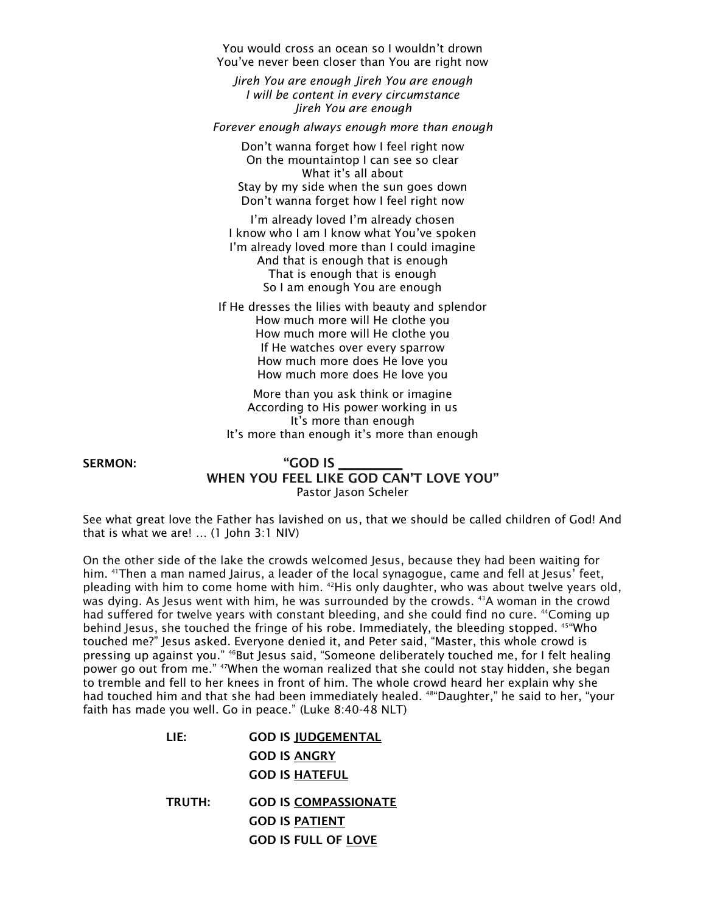You would cross an ocean so I wouldn't drown
You've never been closer than You are right now

*Jireh You are enough Jireh You are enough*
*I will be content in every circumstance*
*Jireh You are enough*

*Forever enough always enough more than enough*

Don't wanna forget how I feel right now
On the mountaintop I can see so clear
What it's all about
Stay by my side when the sun goes down
Don't wanna forget how I feel right now

I'm already loved I'm already chosen
I know who I am I know what You've spoken
I'm already loved more than I could imagine
And that is enough that is enough
That is enough that is enough
So I am enough You are enough

If He dresses the lilies with beauty and splendor
How much more will He clothe you
How much more will He clothe you
If He watches over every sparrow
How much more does He love you
How much more does He love you

More than you ask think or imagine
According to His power working in us
It's more than enough
It's more than enough it's more than enough

**SERMON:** **"GOD IS ________ WHEN YOU FEEL LIKE GOD CAN'T LOVE YOU"**
Pastor Jason Scheler

See what great love the Father has lavished on us, that we should be called children of God! And that is what we are! … (1 John 3:1 NIV)

On the other side of the lake the crowds welcomed Jesus, because they had been waiting for him. [41]Then a man named Jairus, a leader of the local synagogue, came and fell at Jesus' feet, pleading with him to come home with him. [42]His only daughter, who was about twelve years old, was dying. As Jesus went with him, he was surrounded by the crowds. [43]A woman in the crowd had suffered for twelve years with constant bleeding, and she could find no cure. [44]Coming up behind Jesus, she touched the fringe of his robe. Immediately, the bleeding stopped. [45]"Who touched me?" Jesus asked. Everyone denied it, and Peter said, "Master, this whole crowd is pressing up against you." [46]But Jesus said, "Someone deliberately touched me, for I felt healing power go out from me." [47]When the woman realized that she could not stay hidden, she began to tremble and fell to her knees in front of him. The whole crowd heard her explain why she had touched him and that she had been immediately healed. [48]"Daughter," he said to her, "your faith has made you well. Go in peace." (Luke 8:40-48 NLT)

**LIE:** **GOD IS JUDGEMENTAL**
**GOD IS ANGRY**
**GOD IS HATEFUL**

**TRUTH:** **GOD IS COMPASSIONATE**
**GOD IS PATIENT**
**GOD IS FULL OF LOVE**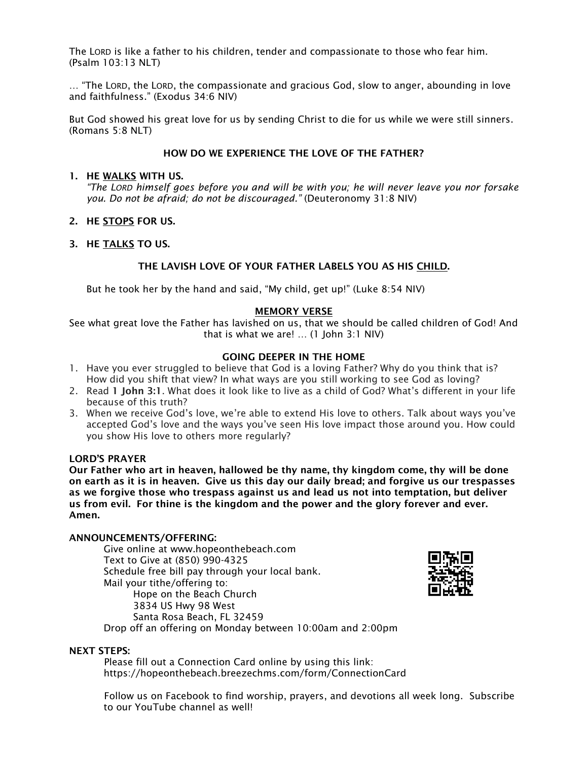The LORD is like a father to his children, tender and compassionate to those who fear him. (Psalm 103:13 NLT)

… "The LORD, the LORD, the compassionate and gracious God, slow to anger, abounding in love and faithfulness." (Exodus 34:6 NIV)

But God showed his great love for us by sending Christ to die for us while we were still sinners. (Romans 5:8 NLT)

**HOW DO WE EXPERIENCE THE LOVE OF THE FATHER?**

1. **HE <u>WALKS</u> WITH US.**
   *"The LORD himself goes before you and will be with you; he will never leave you nor forsake you. Do not be afraid; do not be discouraged."* (Deuteronomy 31:8 NIV)

2. **HE <u>STOPS</u> FOR US.**

3. **HE <u>TALKS</u> TO US.**

**THE LAVISH LOVE OF YOUR FATHER LABELS YOU AS HIS <u>CHILD</u>.**

But he took her by the hand and said, "My child, get up!" (Luke 8:54 NIV)

**<u>MEMORY VERSE</u>**

See what great love the Father has lavished on us, that we should be called children of God! And that is what we are! … (1 John 3:1 NIV)

**GOING DEEPER IN THE HOME**

1. Have you ever struggled to believe that God is a loving Father? Why do you think that is? How did you shift that view? In what ways are you still working to see God as loving?
2. Read **1 John 3:1**. What does it look like to live as a child of God? What's different in your life because of this truth?
3. When we receive God's love, we're able to extend His love to others. Talk about ways you've accepted God's love and the ways you've seen His love impact those around you. How could you show His love to others more regularly?

**LORD'S PRAYER**

**Our Father who art in heaven, hallowed be thy name, thy kingdom come, thy will be done on earth as it is in heaven. Give us this day our daily bread; and forgive us our trespasses as we forgive those who trespass against us and lead us not into temptation, but deliver us from evil. For thine is the kingdom and the power and the glory forever and ever. Amen.**

**ANNOUNCEMENTS/OFFERING:**

Give online at www.hopeonthebeach.com
Text to Give at (850) 990-4325
Schedule free bill pay through your local bank.
Mail your tithe/offering to:
Hope on the Beach Church
3834 US Hwy 98 West
Santa Rosa Beach, FL 32459
Drop off an offering on Monday between 10:00am and 2:00pm

**NEXT STEPS:**

Please fill out a Connection Card online by using this link:
https://hopeonthebeach.breezechms.com/form/ConnectionCard

Follow us on Facebook to find worship, prayers, and devotions all week long. Subscribe to our YouTube channel as well!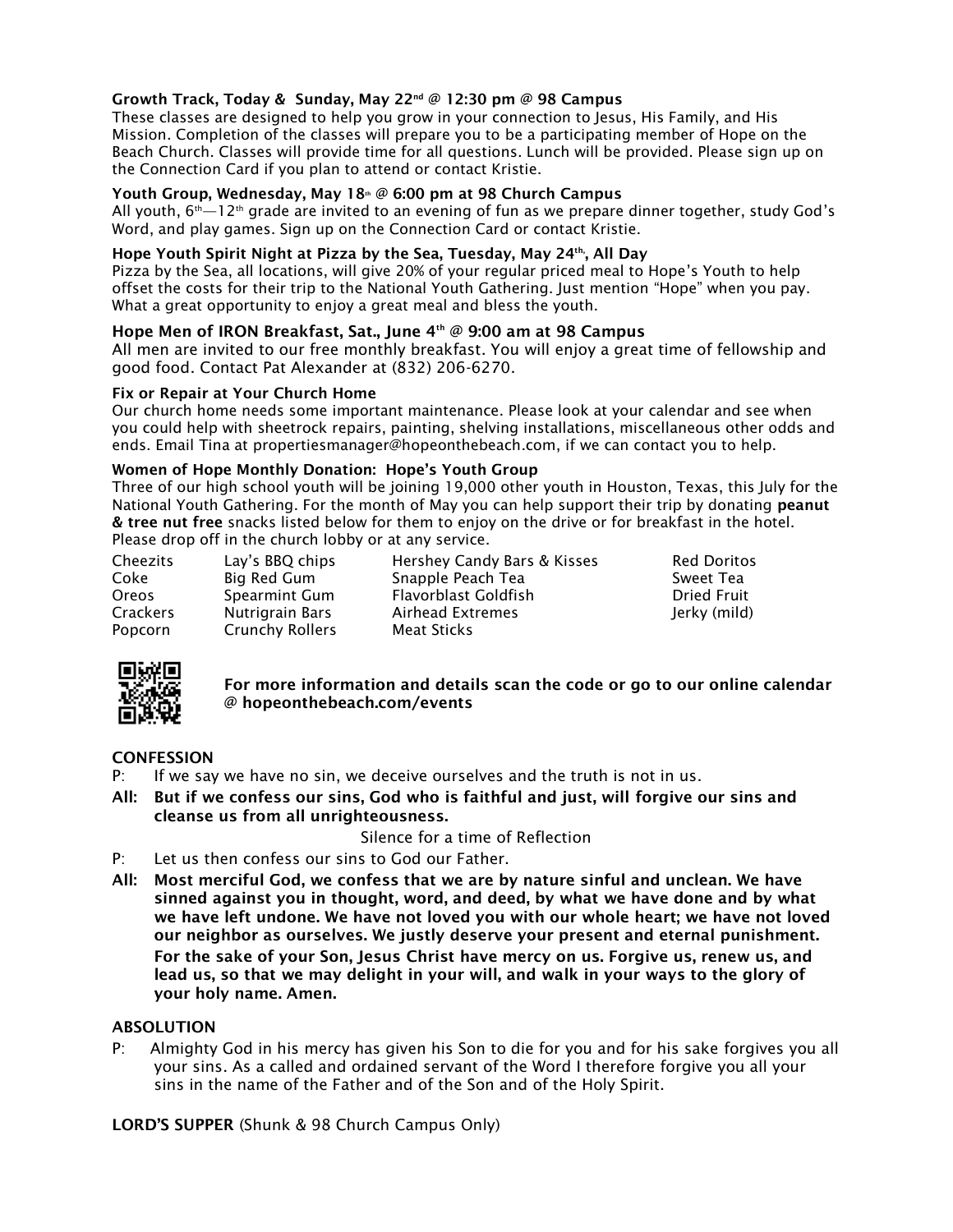**Growth Track, Today & Sunday, May 22nd @ 12:30 pm @ 98 Campus**

These classes are designed to help you grow in your connection to Jesus, His Family, and His Mission. Completion of the classes will prepare you to be a participating member of Hope on the Beach Church. Classes will provide time for all questions. Lunch will be provided. Please sign up on the Connection Card if you plan to attend or contact Kristie.

**Youth Group, Wednesday, May 18th @ 6:00 pm at 98 Church Campus**

All youth, 6th—12th grade are invited to an evening of fun as we prepare dinner together, study God's Word, and play games. Sign up on the Connection Card or contact Kristie.

**Hope Youth Spirit Night at Pizza by the Sea, Tuesday, May 24th, All Day**

Pizza by the Sea, all locations, will give 20% of your regular priced meal to Hope's Youth to help offset the costs for their trip to the National Youth Gathering. Just mention "Hope" when you pay. What a great opportunity to enjoy a great meal and bless the youth.

**Hope Men of IRON Breakfast, Sat., June 4th @ 9:00 am at 98 Campus**

All men are invited to our free monthly breakfast. You will enjoy a great time of fellowship and good food. Contact Pat Alexander at (832) 206-6270.

**Fix or Repair at Your Church Home**

Our church home needs some important maintenance. Please look at your calendar and see when you could help with sheetrock repairs, painting, shelving installations, miscellaneous other odds and ends. Email Tina at propertiesmanager@hopeonthebeach.com, if we can contact you to help.

**Women of Hope Monthly Donation: Hope's Youth Group**

Three of our high school youth will be joining 19,000 other youth in Houston, Texas, this July for the National Youth Gathering. For the month of May you can help support their trip by donating **peanut & tree nut free** snacks listed below for them to enjoy on the drive or for breakfast in the hotel. Please drop off in the church lobby or at any service.

| | | | |
|---|---|---|---|
| Cheezits | Lay's BBQ chips | Hershey Candy Bars & Kisses | Red Doritos |
| Coke | Big Red Gum | Snapple Peach Tea | Sweet Tea |
| Oreos | Spearmint Gum | Flavorblast Goldfish | Dried Fruit |
| Crackers | Nutrigrain Bars | Airhead Extremes | Jerky (mild) |
| Popcorn | Crunchy Rollers | Meat Sticks | |

**For more information and details scan the code or go to our online calendar @ hopeonthebeach.com/events**

## CONFESSION

P: If we say we have no sin, we deceive ourselves and the truth is not in us.

**All: But if we confess our sins, God who is faithful and just, will forgive our sins and cleanse us from all unrighteousness.**

Silence for a time of Reflection

P: Let us then confess our sins to God our Father.

**All: Most merciful God, we confess that we are by nature sinful and unclean. We have sinned against you in thought, word, and deed, by what we have done and by what we have left undone. We have not loved you with our whole heart; we have not loved our neighbor as ourselves. We justly deserve your present and eternal punishment. For the sake of your Son, Jesus Christ have mercy on us. Forgive us, renew us, and lead us, so that we may delight in your will, and walk in your ways to the glory of your holy name. Amen.**

## ABSOLUTION

P: Almighty God in his mercy has given his Son to die for you and for his sake forgives you all your sins. As a called and ordained servant of the Word I therefore forgive you all your sins in the name of the Father and of the Son and of the Holy Spirit.

**LORD'S SUPPER** (Shunk & 98 Church Campus Only)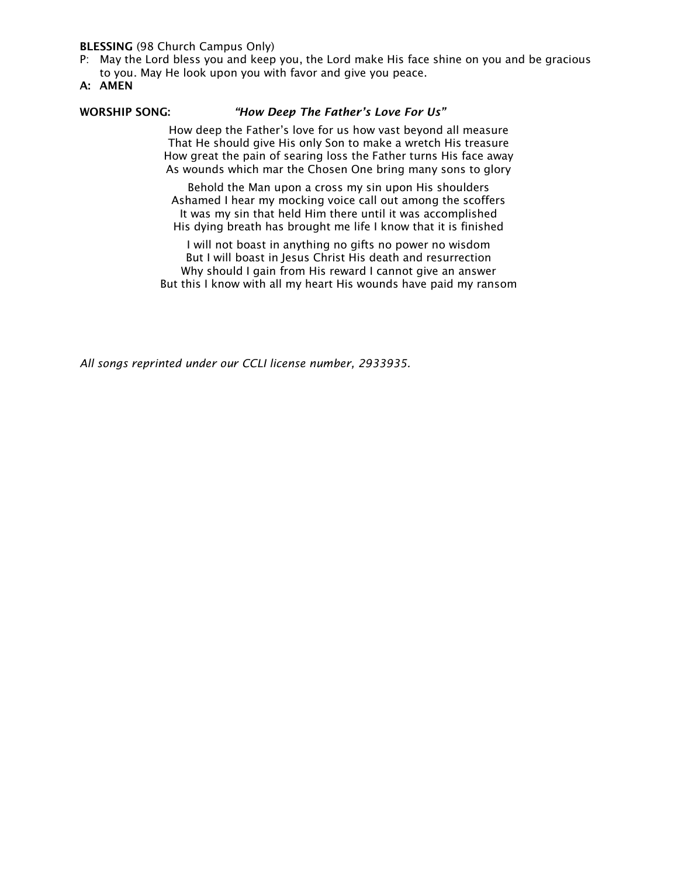**BLESSING** (98 Church Campus Only)

P: May the Lord bless you and keep you, the Lord make His face shine on you and be gracious to you. May He look upon you with favor and give you peace.

**A: AMEN**

**WORSHIP SONG:** ***"How Deep The Father's Love For Us"***

How deep the Father's love for us how vast beyond all measure
That He should give His only Son to make a wretch His treasure
How great the pain of searing loss the Father turns His face away
As wounds which mar the Chosen One bring many sons to glory

Behold the Man upon a cross my sin upon His shoulders
Ashamed I hear my mocking voice call out among the scoffers
It was my sin that held Him there until it was accomplished
His dying breath has brought me life I know that it is finished

I will not boast in anything no gifts no power no wisdom
But I will boast in Jesus Christ His death and resurrection
Why should I gain from His reward I cannot give an answer
But this I know with all my heart His wounds have paid my ransom

*All songs reprinted under our CCLI license number, 2933935.*